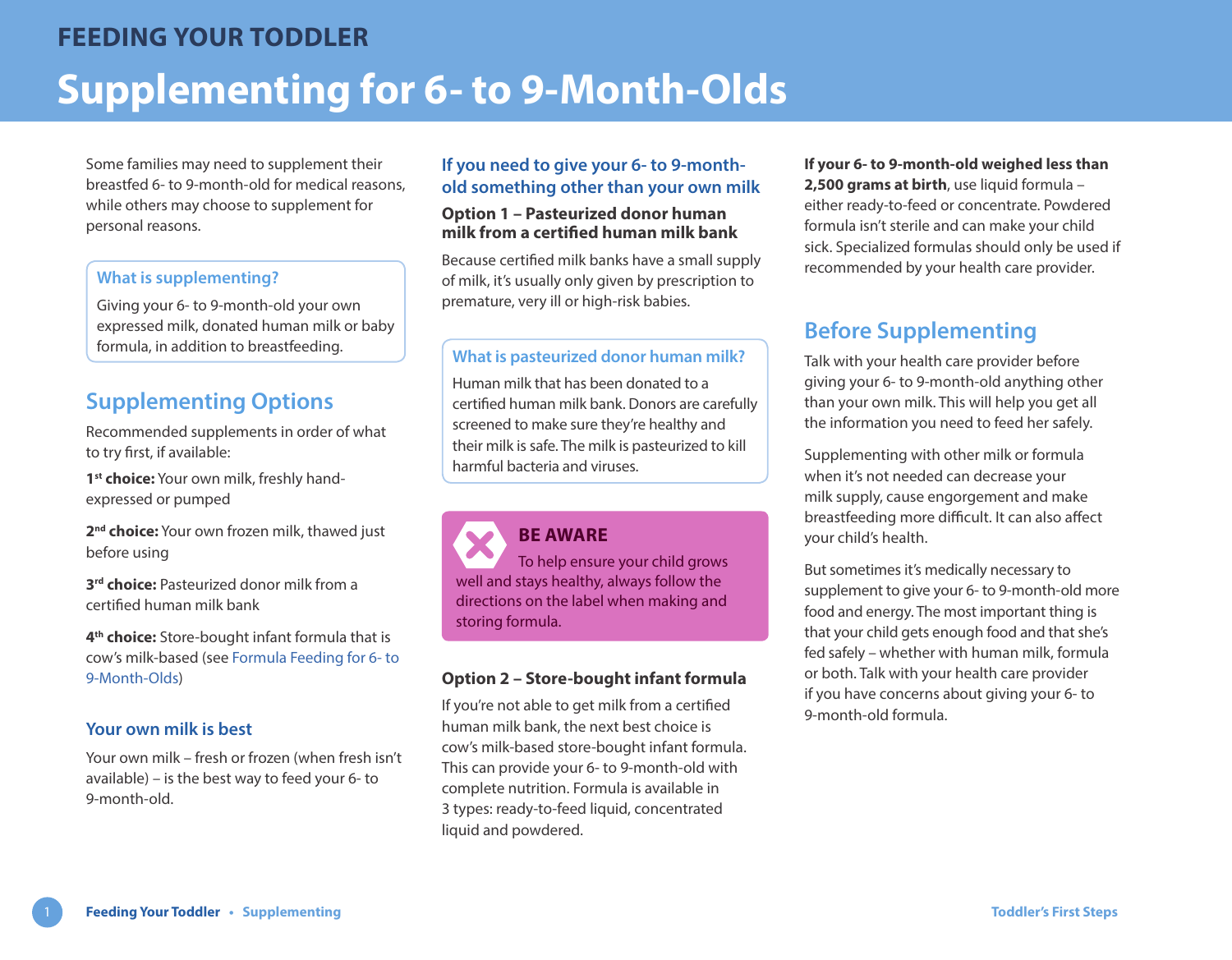# FEEDING YOUR TODDLER

# Supplementing for 6- to 9-Month-Olds

Some families may need to supplement their breastfed 6- to 9-month-old for medical reasons, while others may choose to supplement for personal reasons.

### What is supplementing?

Giving your 6- to 9-month-old your own expressed milk, donated human milk or baby formula, in addition to breastfeeding.

## Supplementing Options

Recommended supplements in order of what to try first, if available:

**1st choice:** Your own milk, freshly hand-expressed or pumped

**2nd choice:** Your own frozen milk, thawed just before using

**3rd choice:** Pasteurized donor milk from a certified human milk bank

**4th choice:** Store-bought infant formula that is cow's milk-based (see Formula Feeding for 6- to 9-Month-Olds)

### Your own milk is best

Your own milk – fresh or frozen (when fresh isn't available) – is the best way to feed your 6- to 9-month-old.

### If you need to give your 6- to 9-month-old something other than your own milk

**Option 1 – Pasteurized donor human milk from a certified human milk bank**

Because certified milk banks have a small supply of milk, it's usually only given by prescription to premature, very ill or high-risk babies.

### What is pasteurized donor human milk?

Human milk that has been donated to a certified human milk bank. Donors are carefully screened to make sure they're healthy and their milk is safe. The milk is pasteurized to kill harmful bacteria and viruses.

**BE AWARE**

To help ensure your child grows well and stays healthy, always follow the directions on the label when making and storing formula.

**Option 2 – Store-bought infant formula**

If you're not able to get milk from a certified human milk bank, the next best choice is cow's milk-based store-bought infant formula. This can provide your 6- to 9-month-old with complete nutrition. Formula is available in 3 types: ready-to-feed liquid, concentrated liquid and powdered.

**If your 6- to 9-month-old weighed less than 2,500 grams at birth**, use liquid formula – either ready-to-feed or concentrate. Powdered formula isn't sterile and can make your child sick. Specialized formulas should only be used if recommended by your health care provider.

## Before Supplementing

Talk with your health care provider before giving your 6- to 9-month-old anything other than your own milk. This will help you get all the information you need to feed her safely.

Supplementing with other milk or formula when it's not needed can decrease your milk supply, cause engorgement and make breastfeeding more difficult. It can also affect your child's health.

But sometimes it's medically necessary to supplement to give your 6- to 9-month-old more food and energy. The most important thing is that your child gets enough food and that she's fed safely – whether with human milk, formula or both. Talk with your health care provider if you have concerns about giving your 6- to 9-month-old formula.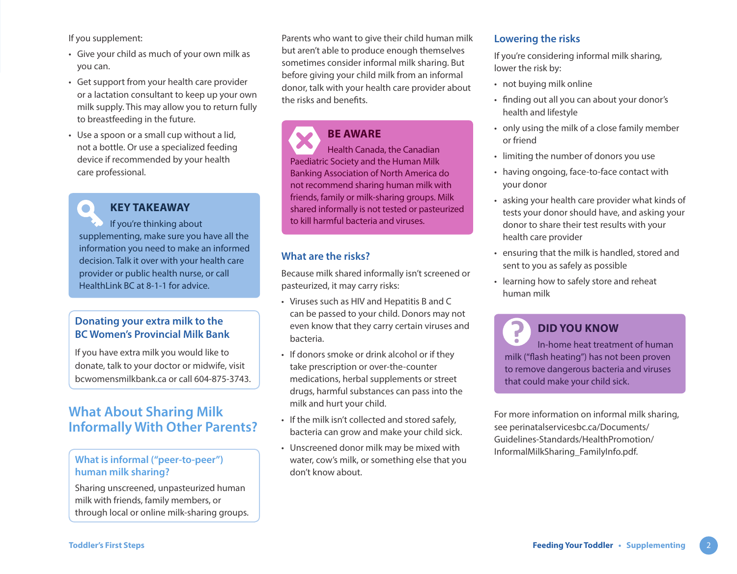If you supplement:

- Give your child as much of your own milk as you can.
- Get support from your health care provider or a lactation consultant to keep up your own milk supply. This may allow you to return fully to breastfeeding in the future.
- Use a spoon or a small cup without a lid, not a bottle. Or use a specialized feeding device if recommended by your health care professional.

**KEY TAKEAWAY**

If you're thinking about supplementing, make sure you have all the information you need to make an informed decision. Talk it over with your health care provider or public health nurse, or call HealthLink BC at 8-1-1 for advice.

### Donating your extra milk to the BC Women's Provincial Milk Bank

If you have extra milk you would like to donate, talk to your doctor or midwife, visit bcwomensmilkbank.ca or call 604-875-3743.

## What About Sharing Milk Informally With Other Parents?

### What is informal ("peer-to-peer") human milk sharing?

Sharing unscreened, unpasteurized human milk with friends, family members, or through local or online milk-sharing groups.

Parents who want to give their child human milk but aren't able to produce enough themselves sometimes consider informal milk sharing. But before giving your child milk from an informal donor, talk with your health care provider about the risks and benefits.

**BE AWARE**

Health Canada, the Canadian Paediatric Society and the Human Milk Banking Association of North America do not recommend sharing human milk with friends, family or milk-sharing groups. Milk shared informally is not tested or pasteurized to kill harmful bacteria and viruses.

### What are the risks?

Because milk shared informally isn't screened or pasteurized, it may carry risks:

- Viruses such as HIV and Hepatitis B and C can be passed to your child. Donors may not even know that they carry certain viruses and bacteria.
- If donors smoke or drink alcohol or if they take prescription or over-the-counter medications, herbal supplements or street drugs, harmful substances can pass into the milk and hurt your child.
- If the milk isn't collected and stored safely, bacteria can grow and make your child sick.
- Unscreened donor milk may be mixed with water, cow's milk, or something else that you don't know about.

### Lowering the risks

If you're considering informal milk sharing, lower the risk by:

- not buying milk online
- finding out all you can about your donor's health and lifestyle
- only using the milk of a close family member or friend
- limiting the number of donors you use
- having ongoing, face-to-face contact with your donor
- asking your health care provider what kinds of tests your donor should have, and asking your donor to share their test results with your health care provider
- ensuring that the milk is handled, stored and sent to you as safely as possible
- learning how to safely store and reheat human milk

**DID YOU KNOW**

In-home heat treatment of human milk ("flash heating") has not been proven to remove dangerous bacteria and viruses that could make your child sick.

For more information on informal milk sharing, see perinatalservicesbc.ca/Documents/Guidelines-Standards/HealthPromotion/InformalMilkSharing_FamilyInfo.pdf.